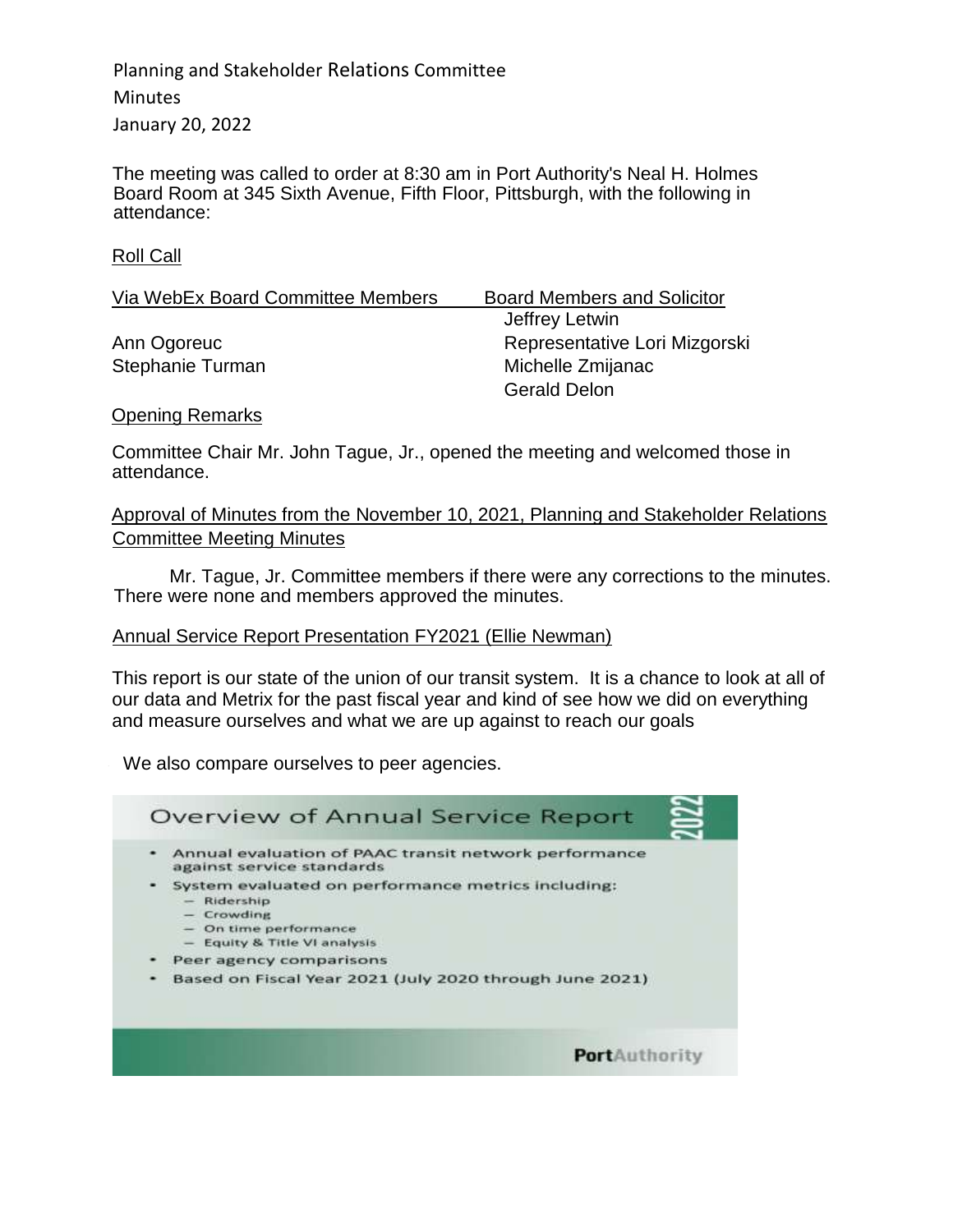Planning and Stakeholder Relations Committee

Minutes

January 20, 2022

The meeting was called to order at 8:30 am in Port Authority's Neal H. Holmes Board Room at 345 Sixth Avenue, Fifth Floor, Pittsburgh, with the following in attendance:

Roll Call

| Via WebEx Board Committee Members | Board Members and Solicitor |
|---|---|
| | Jeffrey Letwin |
| Ann Ogoreuc | Representative Lori Mizgorski |
| Stephanie Turman | Michelle Zmijanac |
| | Gerald Delon |

Opening Remarks

Committee Chair Mr. John Tague, Jr., opened the meeting and welcomed those in attendance.

Approval of Minutes from the November 10, 2021, Planning and Stakeholder Relations Committee Meeting Minutes

Mr. Tague, Jr. Committee members if there were any corrections to the minutes. There were none and members approved the minutes.

Annual Service Report Presentation FY2021 (Ellie Newman)

This report is our state of the union of our transit system. It is a chance to look at all of our data and Metrix for the past fiscal year and kind of see how we did on everything and measure ourselves and what we are up against to reach our goals

We also compare ourselves to peer agencies.

Overview of Annual Service Report

- Annual evaluation of PAAC transit network performance against service standards
- System evaluated on performance metrics including:
  - Ridership
  - Crowding
  - On time performance
  - Equity & Title VI analysis
- Peer agency comparisons
- Based on Fiscal Year 2021 (July 2020 through June 2021)

PortAuthority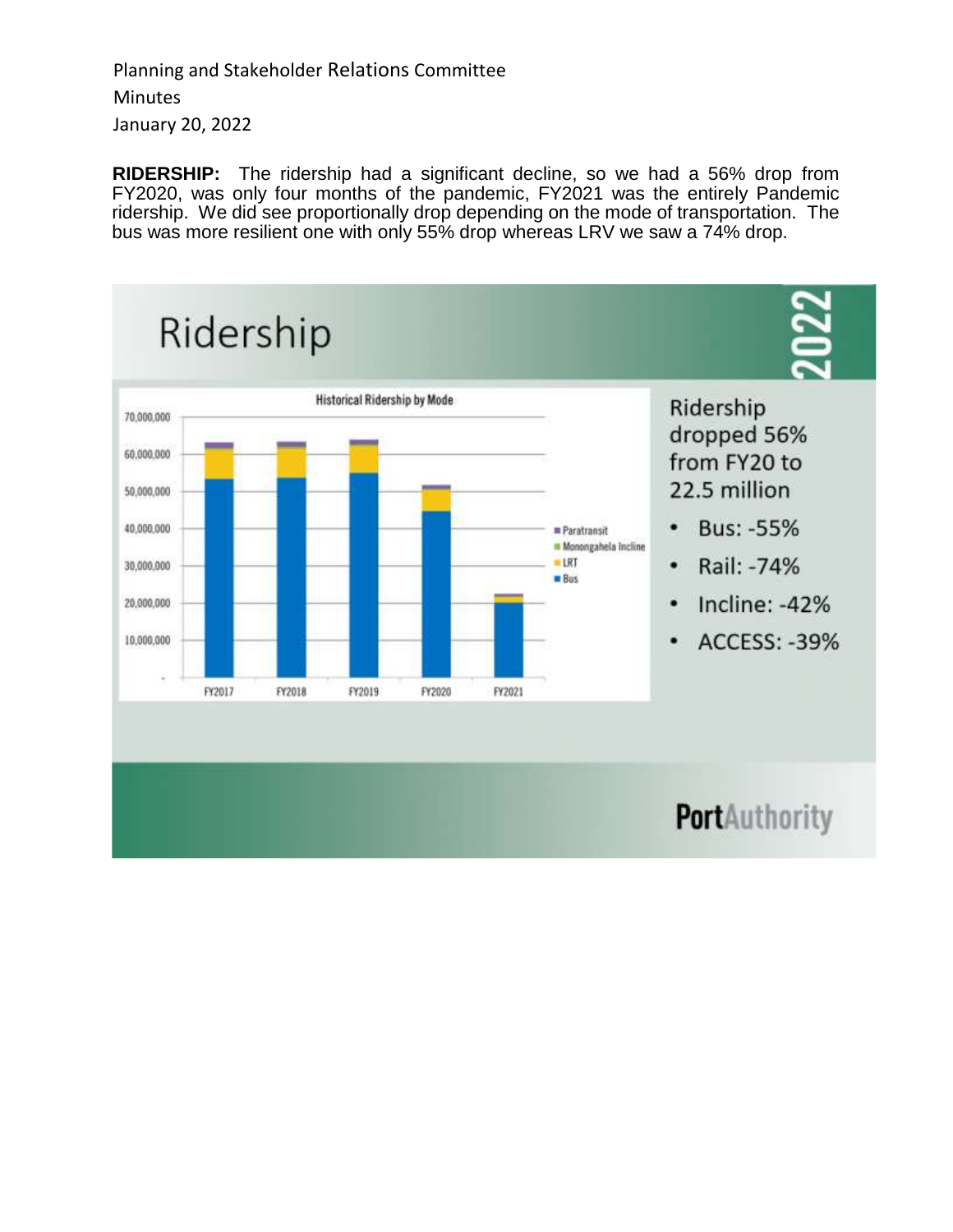Planning and Stakeholder Relations Committee
Minutes
January 20, 2022

**RIDERSHIP:** The ridership had a significant decline, so we had a 56% drop from FY2020, was only four months of the pandemic, FY2021 was the entirely Pandemic ridership. We did see proportionally drop depending on the mode of transportation. The bus was more resilient one with only 55% drop whereas LRV we saw a 74% drop.

## Ridership

2022

**Historical Ridership by Mode**

(Stacked bar chart: FY2017–FY2021; y-axis 0 to 70,000,000; legend: Paratransit, Monongahela Incline, LRT, Bus)

Ridership dropped 56% from FY20 to 22.5 million

- Bus: -55%
- Rail: -74%
- Incline: -42%
- ACCESS: -39%

PortAuthority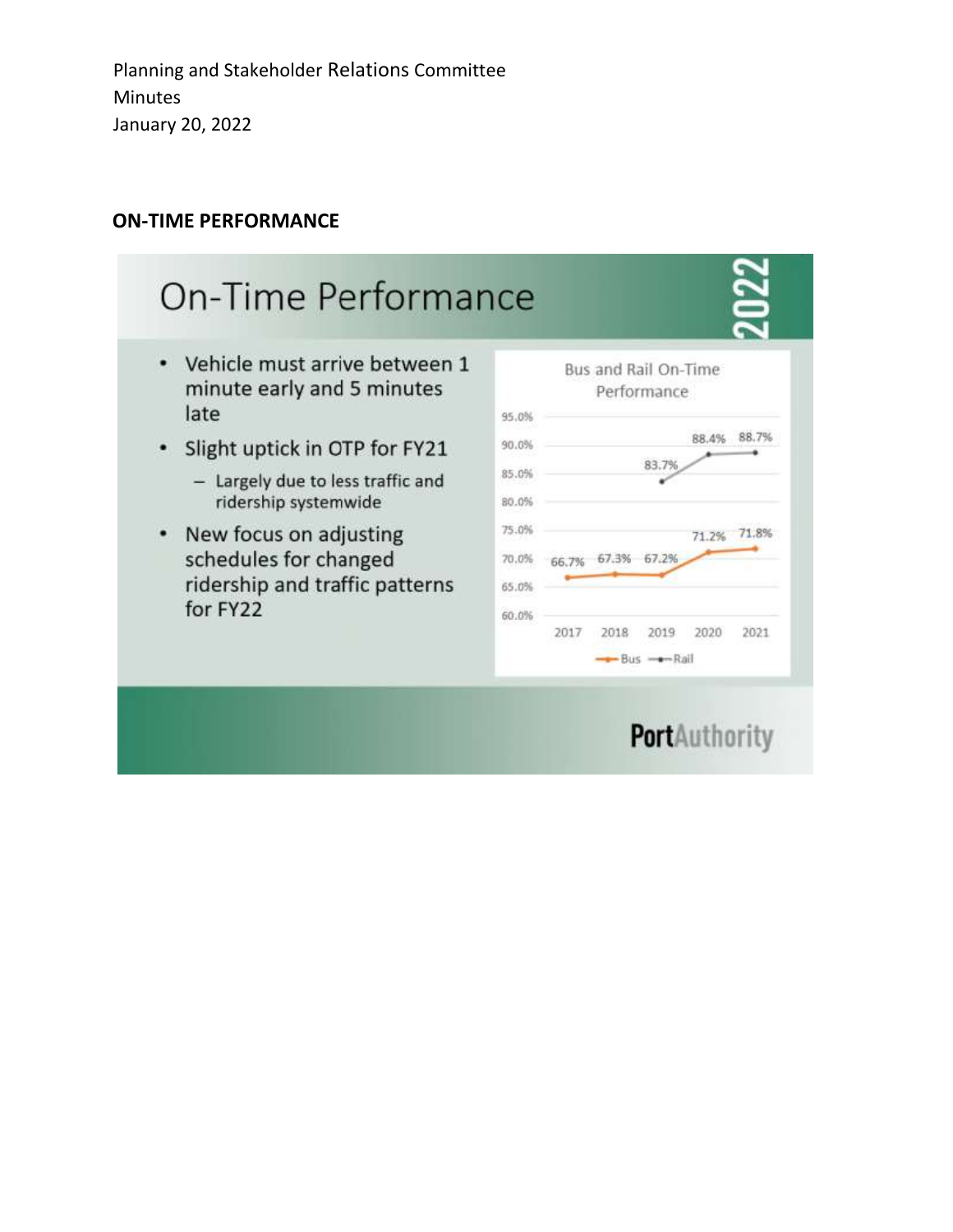Planning and Stakeholder Relations Committee
Minutes
January 20, 2022

**ON-TIME PERFORMANCE**

# On-Time Performance

2022

- Vehicle must arrive between 1 minute early and 5 minutes late
- Slight uptick in OTP for FY21
  - Largely due to less traffic and ridership systemwide
- New focus on adjusting schedules for changed ridership and traffic patterns for FY22

**Bus and Rail On-Time Performance**

| Year | Bus | Rail |
|---|---|---|
| 2017 | 66.7% | |
| 2018 | 67.3% | |
| 2019 | 67.2% | 83.7% |
| 2020 | 71.2% | 88.4% |
| 2021 | 71.8% | 88.7% |

PortAuthority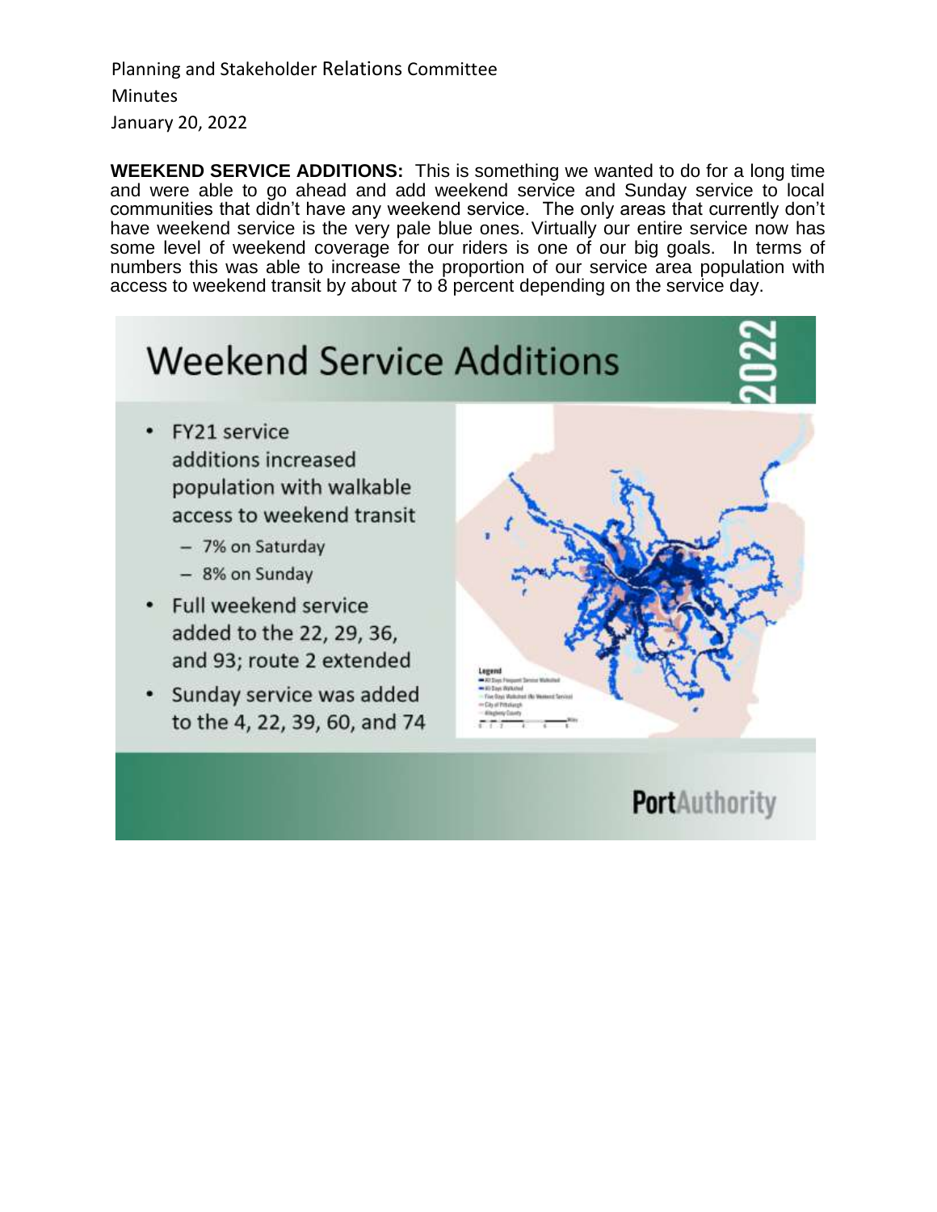Planning and Stakeholder Relations Committee
Minutes
January 20, 2022

**WEEKEND SERVICE ADDITIONS:** This is something we wanted to do for a long time and were able to go ahead and add weekend service and Sunday service to local communities that didn't have any weekend service. The only areas that currently don't have weekend service is the very pale blue ones. Virtually our entire service now has some level of weekend coverage for our riders is one of our big goals. In terms of numbers this was able to increase the proportion of our service area population with access to weekend transit by about 7 to 8 percent depending on the service day.

## Weekend Service Additions

- FY21 service additions increased population with walkable access to weekend transit
  - 7% on Saturday
  - 8% on Sunday
- Full weekend service added to the 22, 29, 36, and 93; route 2 extended
- Sunday service was added to the 4, 22, 39, 60, and 74

PortAuthority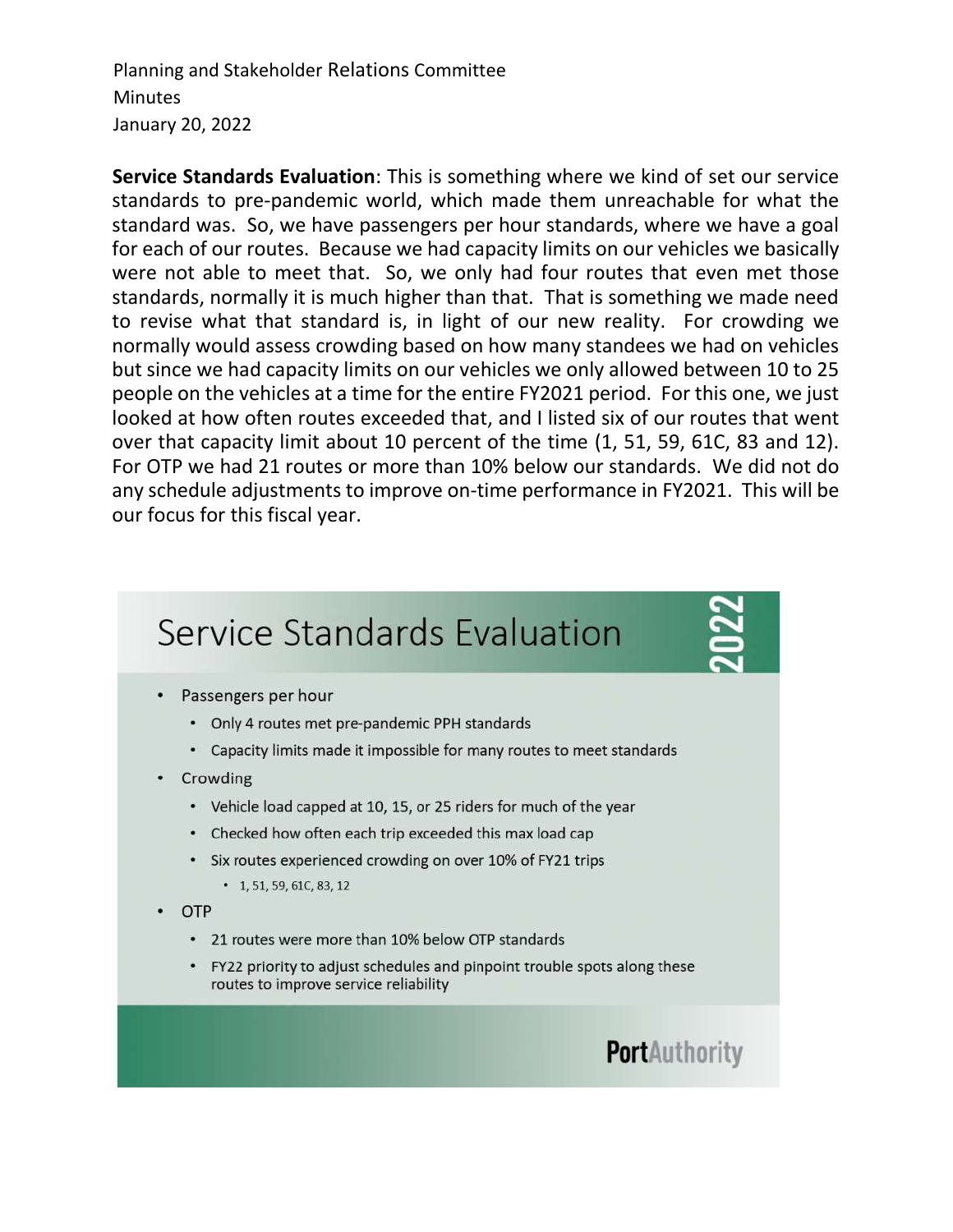Planning and Stakeholder Relations Committee
Minutes
January 20, 2022

**Service Standards Evaluation**: This is something where we kind of set our service standards to pre-pandemic world, which made them unreachable for what the standard was. So, we have passengers per hour standards, where we have a goal for each of our routes. Because we had capacity limits on our vehicles we basically were not able to meet that. So, we only had four routes that even met those standards, normally it is much higher than that. That is something we made need to revise what that standard is, in light of our new reality. For crowding we normally would assess crowding based on how many standees we had on vehicles but since we had capacity limits on our vehicles we only allowed between 10 to 25 people on the vehicles at a time for the entire FY2021 period. For this one, we just looked at how often routes exceeded that, and I listed six of our routes that went over that capacity limit about 10 percent of the time (1, 51, 59, 61C, 83 and 12). For OTP we had 21 routes or more than 10% below our standards. We did not do any schedule adjustments to improve on-time performance in FY2021. This will be our focus for this fiscal year.

## Service Standards Evaluation

2022

- Passengers per hour
  - Only 4 routes met pre-pandemic PPH standards
  - Capacity limits made it impossible for many routes to meet standards
- Crowding
  - Vehicle load capped at 10, 15, or 25 riders for much of the year
  - Checked how often each trip exceeded this max load cap
  - Six routes experienced crowding on over 10% of FY21 trips
    - 1, 51, 59, 61C, 83, 12
- OTP
  - 21 routes were more than 10% below OTP standards
  - FY22 priority to adjust schedules and pinpoint trouble spots along these routes to improve service reliability

PortAuthority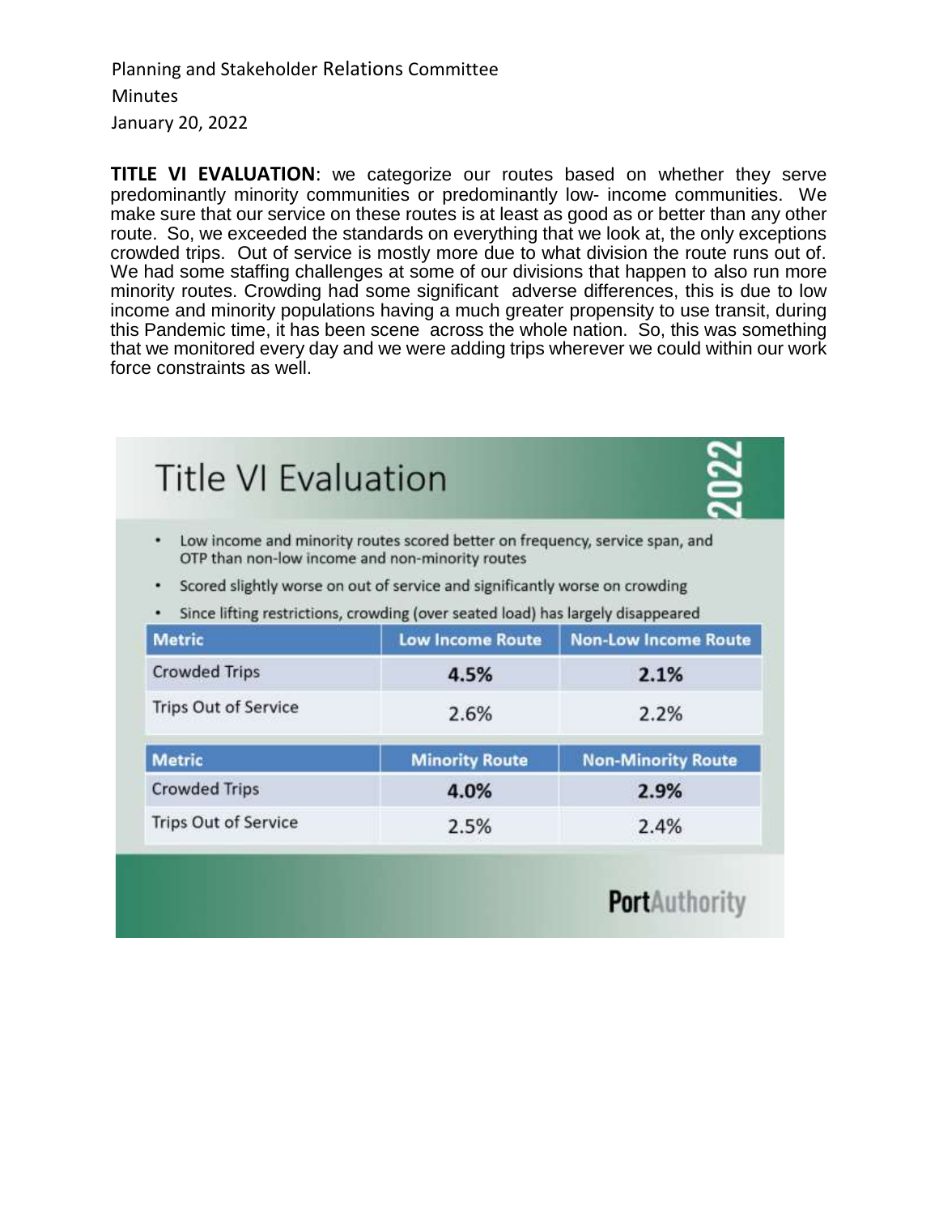**TITLE VI EVALUATION**: we categorize our routes based on whether they serve predominantly minority communities or predominantly low- income communities. We make sure that our service on these routes is at least as good as or better than any other route. So, we exceeded the standards on everything that we look at, the only exceptions crowded trips. Out of service is mostly more due to what division the route runs out of. We had some staffing challenges at some of our divisions that happen to also run more minority routes. Crowding had some significant adverse differences, this is due to low income and minority populations having a much greater propensity to use transit, during this Pandemic time, it has been scene across the whole nation. So, this was something that we monitored every day and we were adding trips wherever we could within our work force constraints as well.

## Title VI Evaluation

2022

- Low income and minority routes scored better on frequency, service span, and OTP than non-low income and non-minority routes
- Scored slightly worse on out of service and significantly worse on crowding
- Since lifting restrictions, crowding (over seated load) has largely disappeared

| Metric | Low Income Route | Non-Low Income Route |
|---|---|---|
| Crowded Trips | **4.5%** | **2.1%** |
| Trips Out of Service | 2.6% | 2.2% |

| Metric | Minority Route | Non-Minority Route |
|---|---|---|
| Crowded Trips | **4.0%** | **2.9%** |
| Trips Out of Service | 2.5% | 2.4% |

PortAuthority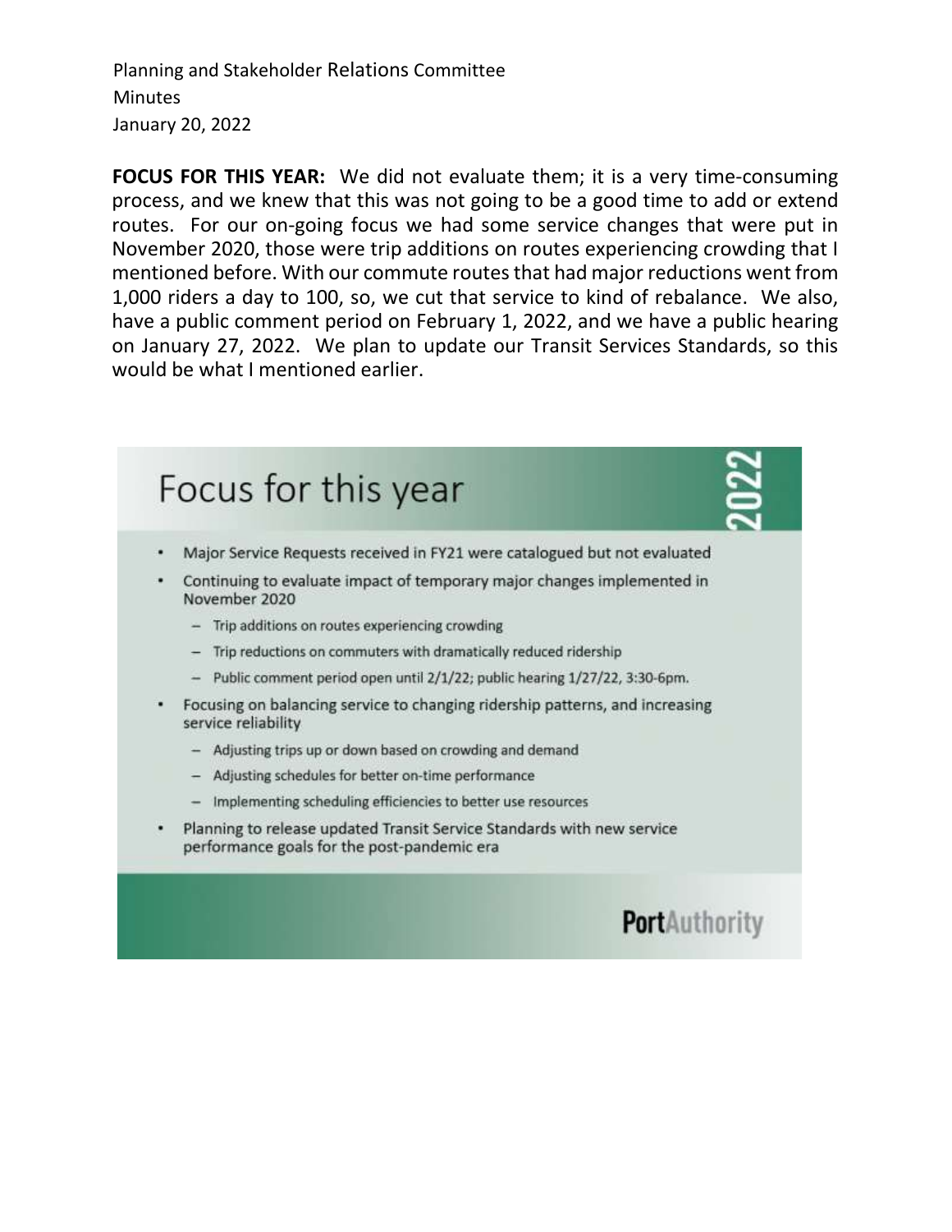Planning and Stakeholder Relations Committee
Minutes
January 20, 2022

**FOCUS FOR THIS YEAR:** We did not evaluate them; it is a very time-consuming process, and we knew that this was not going to be a good time to add or extend routes. For our on-going focus we had some service changes that were put in November 2020, those were trip additions on routes experiencing crowding that I mentioned before. With our commute routes that had major reductions went from 1,000 riders a day to 100, so, we cut that service to kind of rebalance. We also, have a public comment period on February 1, 2022, and we have a public hearing on January 27, 2022. We plan to update our Transit Services Standards, so this would be what I mentioned earlier.

## Focus for this year

2022

- Major Service Requests received in FY21 were catalogued but not evaluated
- Continuing to evaluate impact of temporary major changes implemented in November 2020
  - Trip additions on routes experiencing crowding
  - Trip reductions on commuters with dramatically reduced ridership
  - Public comment period open until 2/1/22; public hearing 1/27/22, 3:30-6pm.
- Focusing on balancing service to changing ridership patterns, and increasing service reliability
  - Adjusting trips up or down based on crowding and demand
  - Adjusting schedules for better on-time performance
  - Implementing scheduling efficiencies to better use resources
- Planning to release updated Transit Service Standards with new service performance goals for the post-pandemic era

PortAuthority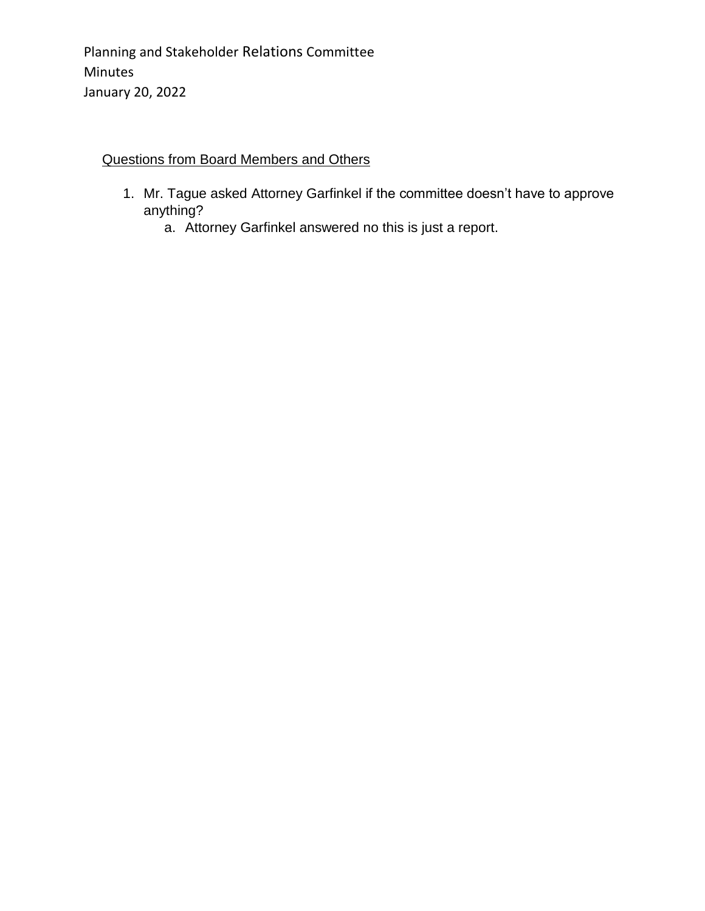Planning and Stakeholder Relations Committee
Minutes
January 20, 2022

Questions from Board Members and Others

1. Mr. Tague asked Attorney Garfinkel if the committee doesn't have to approve anything?
   a. Attorney Garfinkel answered no this is just a report.